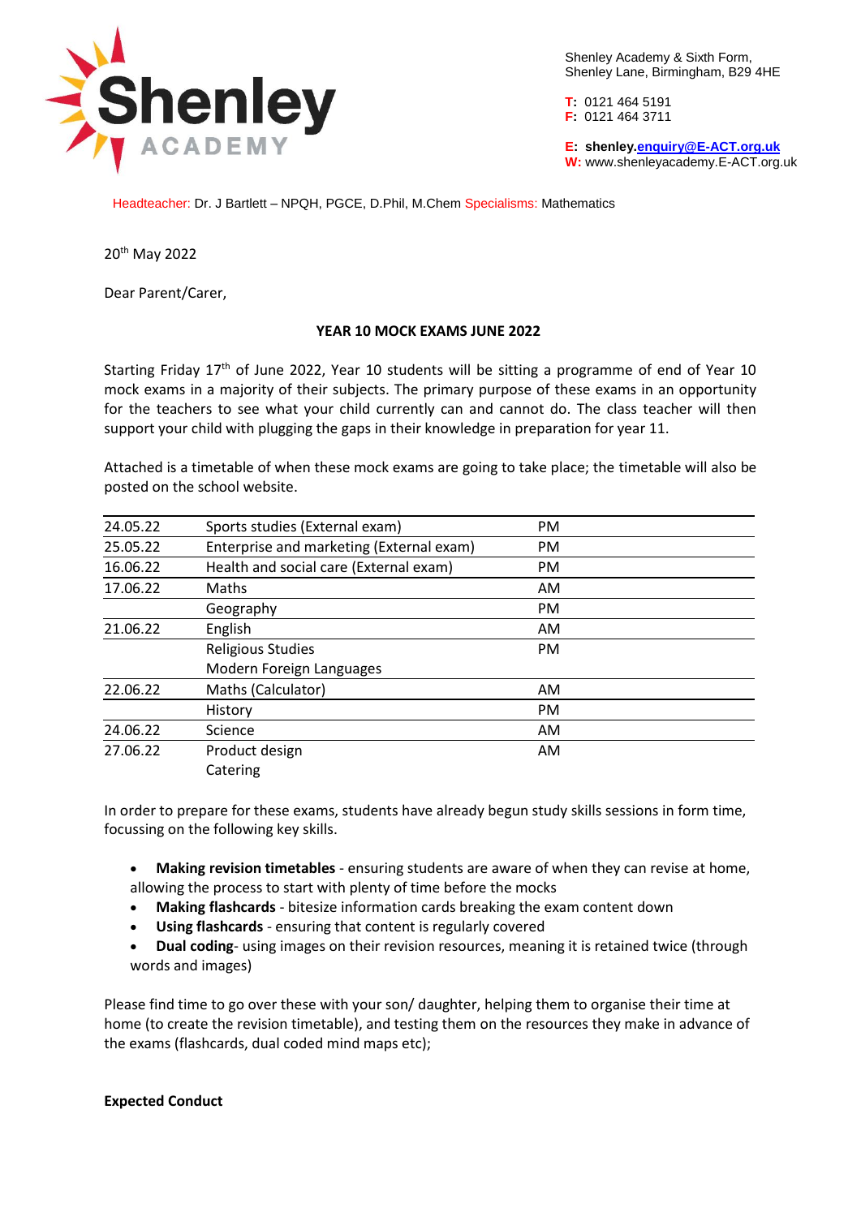Shenley Academy & Sixth Form,
Shenley Lane, Birmingham, B29 4HE

**T:** 0121 464 5191
**F:** 0121 464 3711

**E:** **shenley.enquiry@E-ACT.org.uk**
**W:** www.shenleyacademy.E-ACT.org.uk

Headteacher: Dr. J Bartlett – NPQH, PGCE, D.Phil, M.Chem Specialisms: Mathematics

20th May 2022

Dear Parent/Carer,

**YEAR 10 MOCK EXAMS JUNE 2022**

Starting Friday 17th of June 2022, Year 10 students will be sitting a programme of end of Year 10 mock exams in a majority of their subjects. The primary purpose of these exams in an opportunity for the teachers to see what your child currently can and cannot do. The class teacher will then support your child with plugging the gaps in their knowledge in preparation for year 11.

Attached is a timetable of when these mock exams are going to take place; the timetable will also be posted on the school website.

| Date | Subject | Session |
|---|---|---|
| 24.05.22 | Sports studies (External exam) | PM |
| 25.05.22 | Enterprise and marketing (External exam) | PM |
| 16.06.22 | Health and social care (External exam) | PM |
| 17.06.22 | Maths | AM |
| | Geography | PM |
| 21.06.22 | English | AM |
| | Religious Studies<br>Modern Foreign Languages | PM |
| 22.06.22 | Maths (Calculator) | AM |
| | History | PM |
| 24.06.22 | Science | AM |
| 27.06.22 | Product design<br>Catering | AM |

In order to prepare for these exams, students have already begun study skills sessions in form time, focussing on the following key skills.

- **Making revision timetables** - ensuring students are aware of when they can revise at home, allowing the process to start with plenty of time before the mocks
- **Making flashcards** - bitesize information cards breaking the exam content down
- **Using flashcards** - ensuring that content is regularly covered
- **Dual coding**- using images on their revision resources, meaning it is retained twice (through words and images)

Please find time to go over these with your son/ daughter, helping them to organise their time at home (to create the revision timetable), and testing them on the resources they make in advance of the exams (flashcards, dual coded mind maps etc);

**Expected Conduct**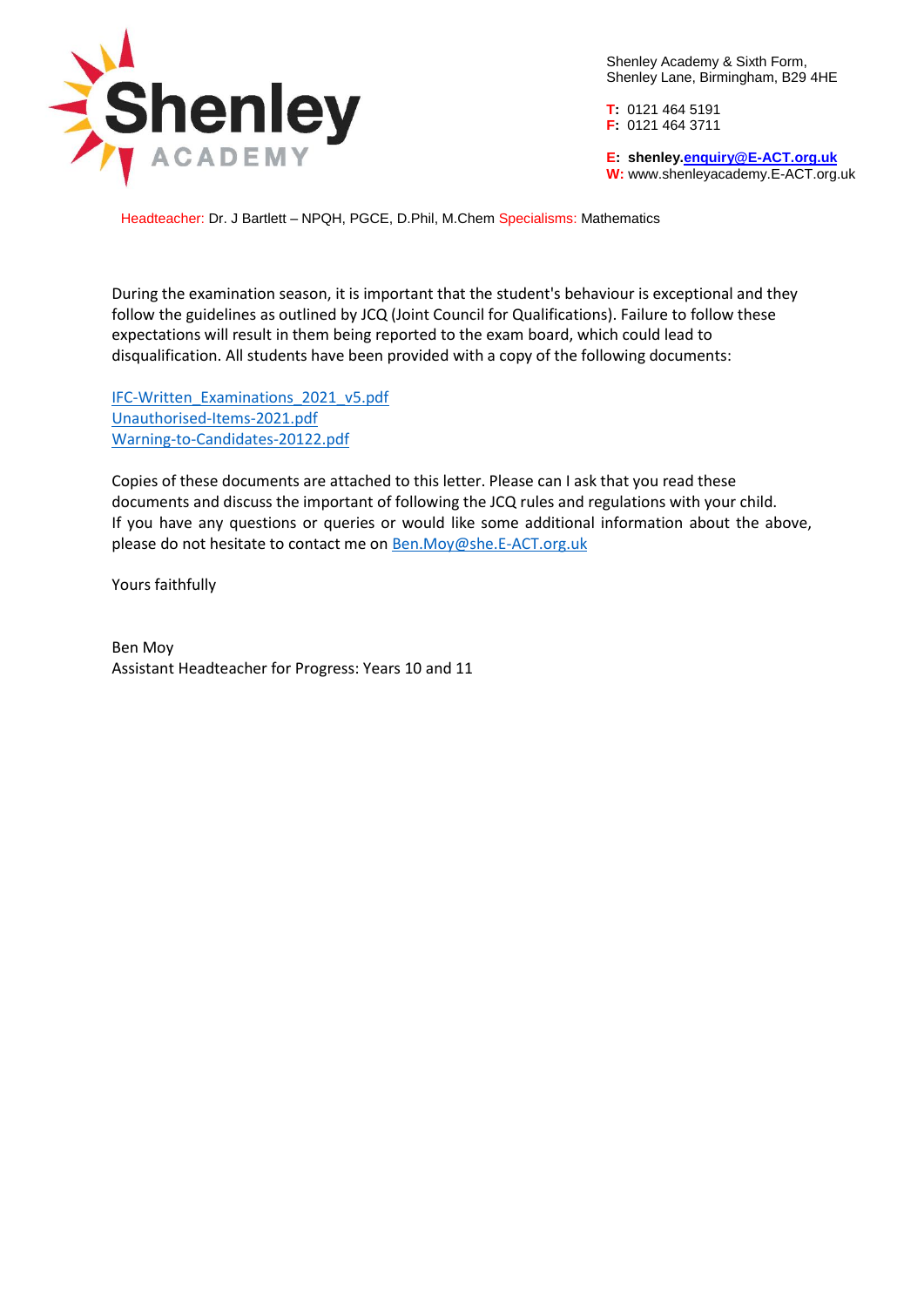Shenley Academy & Sixth Form,
Shenley Lane, Birmingham, B29 4HE

**T:** 0121 464 5191
**F:** 0121 464 3711

**E:** **shenley.enquiry@E-ACT.org.uk**
**W:** www.shenleyacademy.E-ACT.org.uk

Headteacher: Dr. J Bartlett – NPQH, PGCE, D.Phil, M.Chem Specialisms: Mathematics

During the examination season, it is important that the student's behaviour is exceptional and they follow the guidelines as outlined by JCQ (Joint Council for Qualifications). Failure to follow these expectations will result in them being reported to the exam board, which could lead to disqualification. All students have been provided with a copy of the following documents:

IFC-Written_Examinations_2021_v5.pdf
Unauthorised-Items-2021.pdf
Warning-to-Candidates-20122.pdf

Copies of these documents are attached to this letter. Please can I ask that you read these documents and discuss the important of following the JCQ rules and regulations with your child. If you have any questions or queries or would like some additional information about the above, please do not hesitate to contact me on Ben.Moy@she.E-ACT.org.uk

Yours faithfully

Ben Moy
Assistant Headteacher for Progress: Years 10 and 11